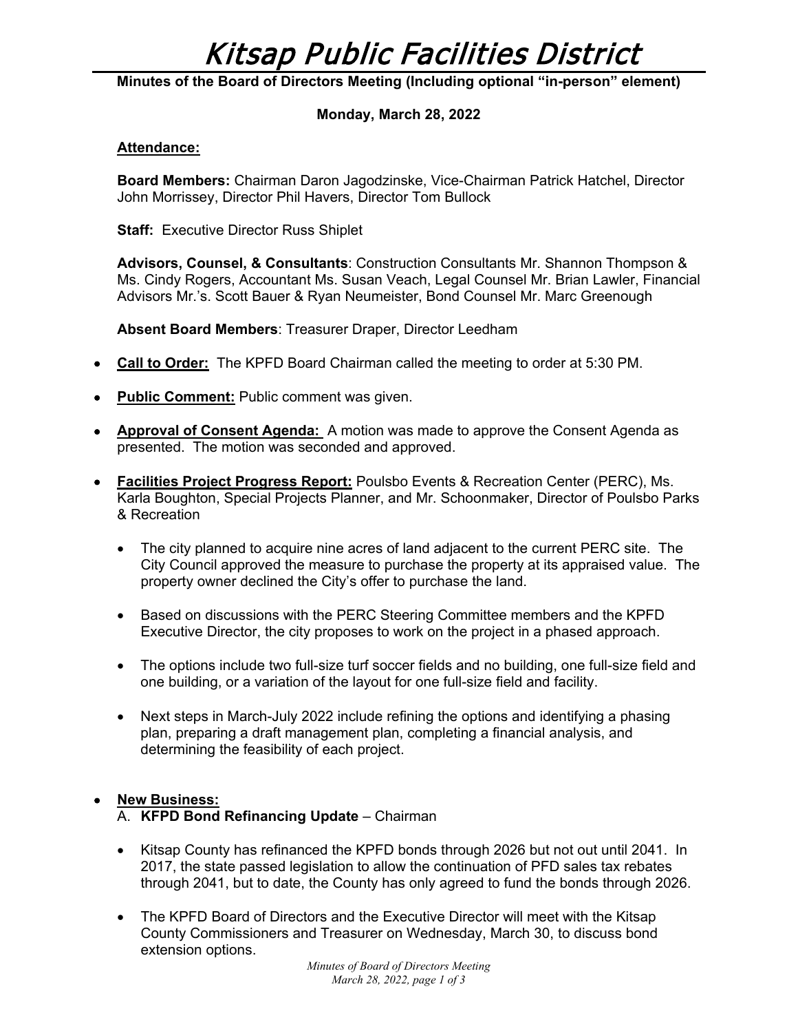# Kitsap Public Facilities District

**Minutes of the Board of Directors Meeting (Including optional "in-person" element)**

**Monday, March 28, 2022**

**Attendance:**

**Board Members:** Chairman Daron Jagodzinske, Vice-Chairman Patrick Hatchel, Director John Morrissey, Director Phil Havers, Director Tom Bullock

**Staff:** Executive Director Russ Shiplet

**Advisors, Counsel, & Consultants**: Construction Consultants Mr. Shannon Thompson & Ms. Cindy Rogers, Accountant Ms. Susan Veach, Legal Counsel Mr. Brian Lawler, Financial Advisors Mr.'s. Scott Bauer & Ryan Neumeister, Bond Counsel Mr. Marc Greenough

**Absent Board Members**: Treasurer Draper, Director Leedham

- **Call to Order:** The KPFD Board Chairman called the meeting to order at 5:30 PM.
- **Public Comment:** Public comment was given.
- **Approval of Consent Agenda:** A motion was made to approve the Consent Agenda as presented. The motion was seconded and approved.
- **Facilities Project Progress Report:** Poulsbo Events & Recreation Center (PERC), Ms. Karla Boughton, Special Projects Planner, and Mr. Schoonmaker, Director of Poulsbo Parks & Recreation
  - The city planned to acquire nine acres of land adjacent to the current PERC site. The City Council approved the measure to purchase the property at its appraised value. The property owner declined the City's offer to purchase the land.
  - Based on discussions with the PERC Steering Committee members and the KPFD Executive Director, the city proposes to work on the project in a phased approach.
  - The options include two full-size turf soccer fields and no building, one full-size field and one building, or a variation of the layout for one full-size field and facility.
  - Next steps in March-July 2022 include refining the options and identifying a phasing plan, preparing a draft management plan, completing a financial analysis, and determining the feasibility of each project.
- **New Business:**

  A. **KPFD Bond Refinancing Update** – Chairman

  - Kitsap County has refinanced the KPFD bonds through 2026 but not out until 2041. In 2017, the state passed legislation to allow the continuation of PFD sales tax rebates through 2041, but to date, the County has only agreed to fund the bonds through 2026.
  - The KPFD Board of Directors and the Executive Director will meet with the Kitsap County Commissioners and Treasurer on Wednesday, March 30, to discuss bond extension options.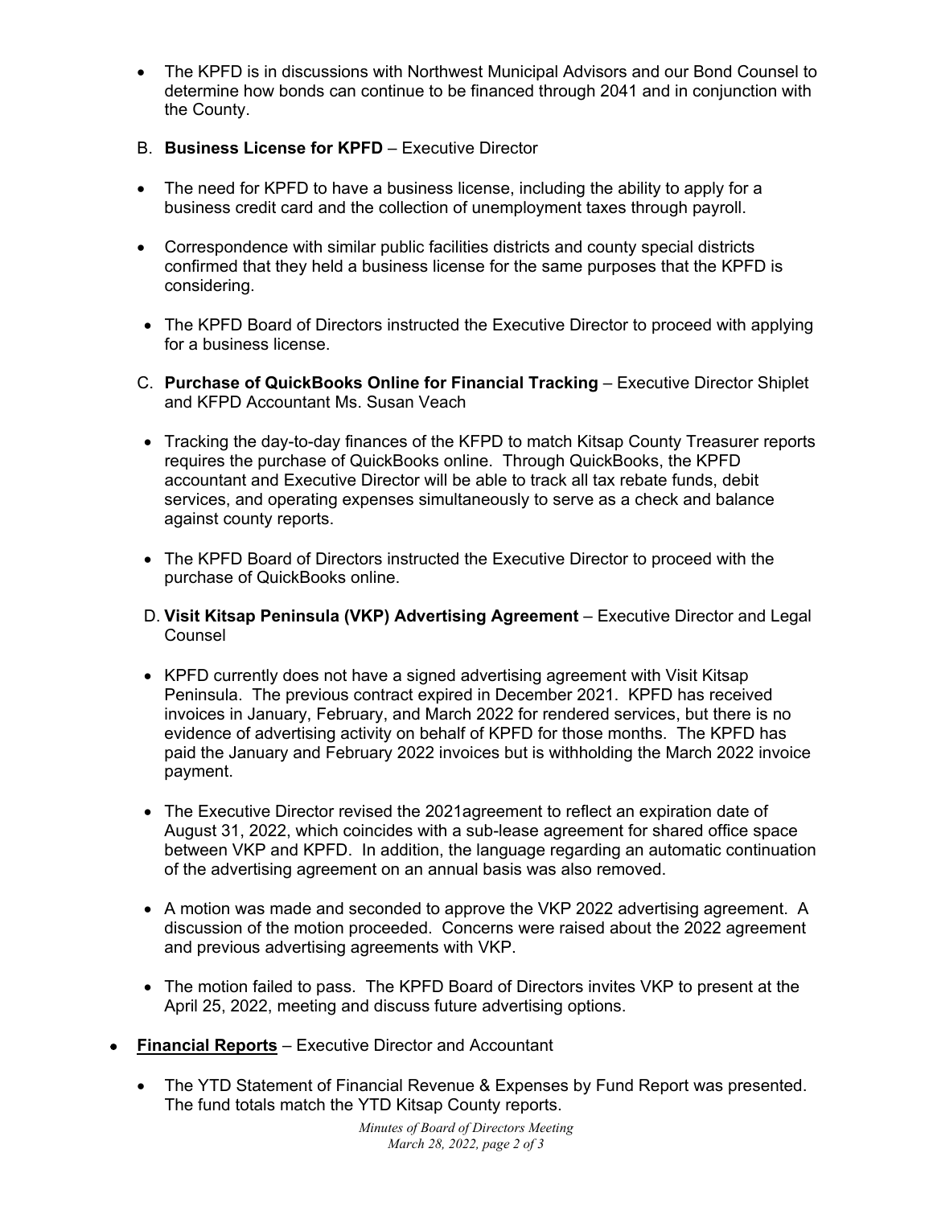- The KPFD is in discussions with Northwest Municipal Advisors and our Bond Counsel to determine how bonds can continue to be financed through 2041 and in conjunction with the County.

B. **Business License for KPFD** – Executive Director

- The need for KPFD to have a business license, including the ability to apply for a business credit card and the collection of unemployment taxes through payroll.
- Correspondence with similar public facilities districts and county special districts confirmed that they held a business license for the same purposes that the KPFD is considering.
- The KPFD Board of Directors instructed the Executive Director to proceed with applying for a business license.

C. **Purchase of QuickBooks Online for Financial Tracking** – Executive Director Shiplet and KPFD Accountant Ms. Susan Veach

- Tracking the day-to-day finances of the KPFD to match Kitsap County Treasurer reports requires the purchase of QuickBooks online. Through QuickBooks, the KPFD accountant and Executive Director will be able to track all tax rebate funds, debit services, and operating expenses simultaneously to serve as a check and balance against county reports.
- The KPFD Board of Directors instructed the Executive Director to proceed with the purchase of QuickBooks online.

D. **Visit Kitsap Peninsula (VKP) Advertising Agreement** – Executive Director and Legal Counsel

- KPFD currently does not have a signed advertising agreement with Visit Kitsap Peninsula. The previous contract expired in December 2021. KPFD has received invoices in January, February, and March 2022 for rendered services, but there is no evidence of advertising activity on behalf of KPFD for those months. The KPFD has paid the January and February 2022 invoices but is withholding the March 2022 invoice payment.
- The Executive Director revised the 2021agreement to reflect an expiration date of August 31, 2022, which coincides with a sub-lease agreement for shared office space between VKP and KPFD. In addition, the language regarding an automatic continuation of the advertising agreement on an annual basis was also removed.
- A motion was made and seconded to approve the VKP 2022 advertising agreement. A discussion of the motion proceeded. Concerns were raised about the 2022 agreement and previous advertising agreements with VKP.
- The motion failed to pass. The KPFD Board of Directors invites VKP to present at the April 25, 2022, meeting and discuss future advertising options.

- **Financial Reports** – Executive Director and Accountant
  - The YTD Statement of Financial Revenue & Expenses by Fund Report was presented. The fund totals match the YTD Kitsap County reports.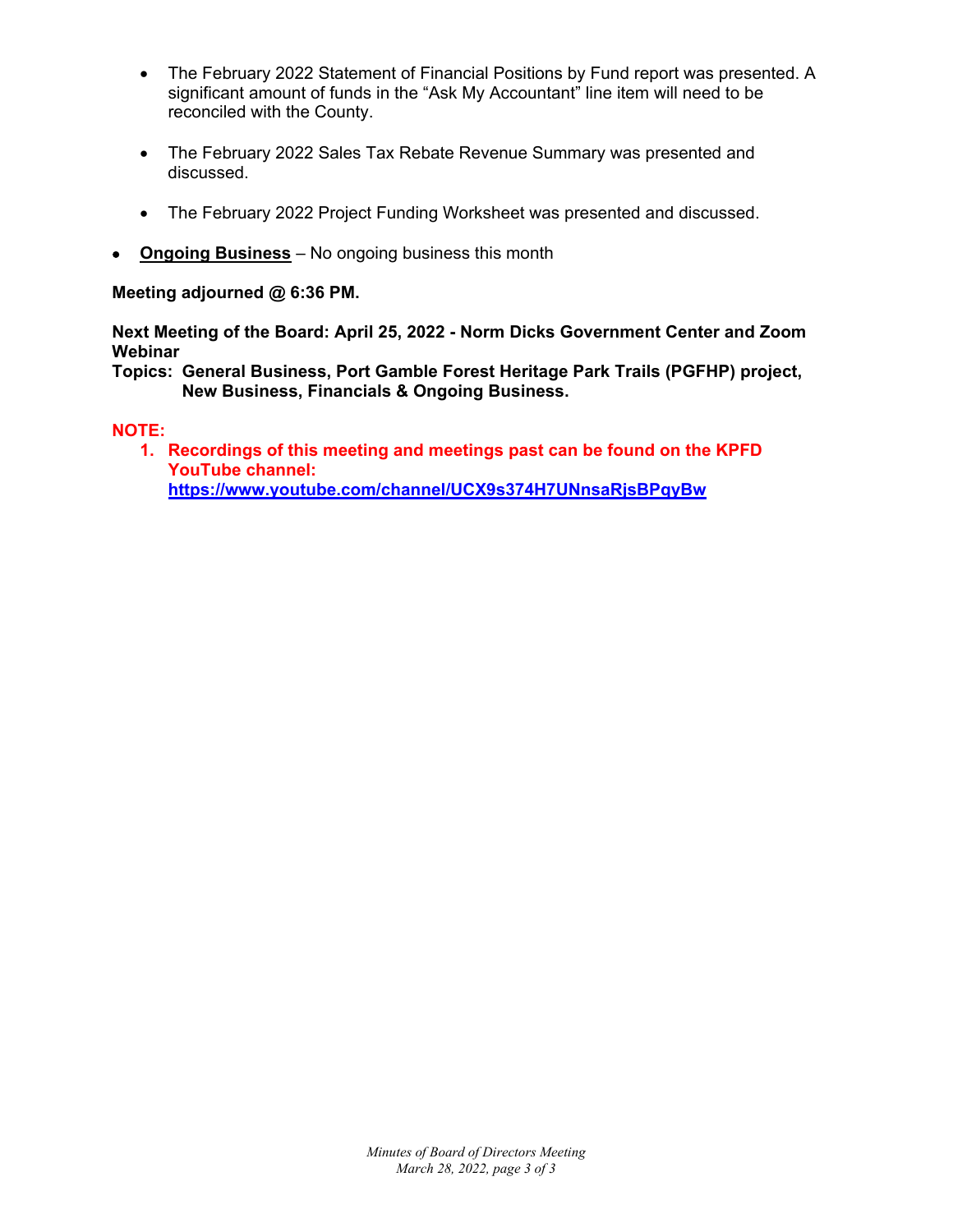- The February 2022 Statement of Financial Positions by Fund report was presented. A significant amount of funds in the “Ask My Accountant” line item will need to be reconciled with the County.

- The February 2022 Sales Tax Rebate Revenue Summary was presented and discussed.

- The February 2022 Project Funding Worksheet was presented and discussed.

- **Ongoing Business** – No ongoing business this month

**Meeting adjourned @ 6:36 PM.**

**Next Meeting of the Board: April 25, 2022 - Norm Dicks Government Center and Zoom Webinar**
**Topics: General Business, Port Gamble Forest Heritage Park Trails (PGFHP) project, New Business, Financials & Ongoing Business.**

**NOTE:**

1. **Recordings of this meeting and meetings past can be found on the KPFD YouTube channel: https://www.youtube.com/channel/UCX9s374H7UNnsaRjsBPqyBw**